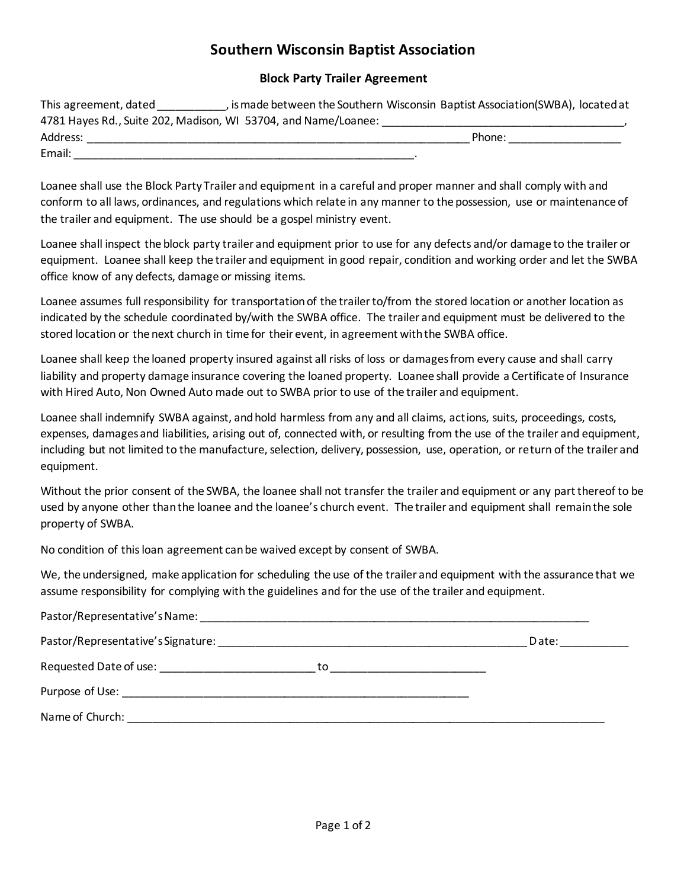# Southern Wisconsin Baptist Association

## Block Party Trailer Agreement

This agreement, dated ___________, is made between the Southern Wisconsin Baptist Association(SWBA), located at 4781 Hayes Rd., Suite 202, Madison, WI 53704, and Name/Loanee: ________________________________________, Address: _________________________________________________________________ Phone: ___________________ Email: __________________________________________________________.

Loanee shall use the Block Party Trailer and equipment in a careful and proper manner and shall comply with and conform to all laws, ordinances, and regulations which relate in any manner to the possession, use or maintenance of the trailer and equipment. The use should be a gospel ministry event.

Loanee shall inspect the block party trailer and equipment prior to use for any defects and/or damage to the trailer or equipment. Loanee shall keep the trailer and equipment in good repair, condition and working order and let the SWBA office know of any defects, damage or missing items.

Loanee assumes full responsibility for transportation of the trailer to/from the stored location or another location as indicated by the schedule coordinated by/with the SWBA office. The trailer and equipment must be delivered to the stored location or the next church in time for their event, in agreement with the SWBA office.

Loanee shall keep the loaned property insured against all risks of loss or damages from every cause and shall carry liability and property damage insurance covering the loaned property. Loanee shall provide a Certificate of Insurance with Hired Auto, Non Owned Auto made out to SWBA prior to use of the trailer and equipment.

Loanee shall indemnify SWBA against, and hold harmless from any and all claims, actions, suits, proceedings, costs, expenses, damages and liabilities, arising out of, connected with, or resulting from the use of the trailer and equipment, including but not limited to the manufacture, selection, delivery, possession, use, operation, or return of the trailer and equipment.

Without the prior consent of the SWBA, the loanee shall not transfer the trailer and equipment or any part thereof to be used by anyone other than the loanee and the loanee's church event. The trailer and equipment shall remain the sole property of SWBA.

No condition of this loan agreement can be waived except by consent of SWBA.

We, the undersigned, make application for scheduling the use of the trailer and equipment with the assurance that we assume responsibility for complying with the guidelines and for the use of the trailer and equipment.

Pastor/Representative's Name: ____________________________________________________________________

Pastor/Representative's Signature: _____________________________________________________ Date: ___________

Requested Date of use: __________________________ to __________________________

Purpose of Use: ____________________________________________________________

Name of Church: _____________________________________________________________________________________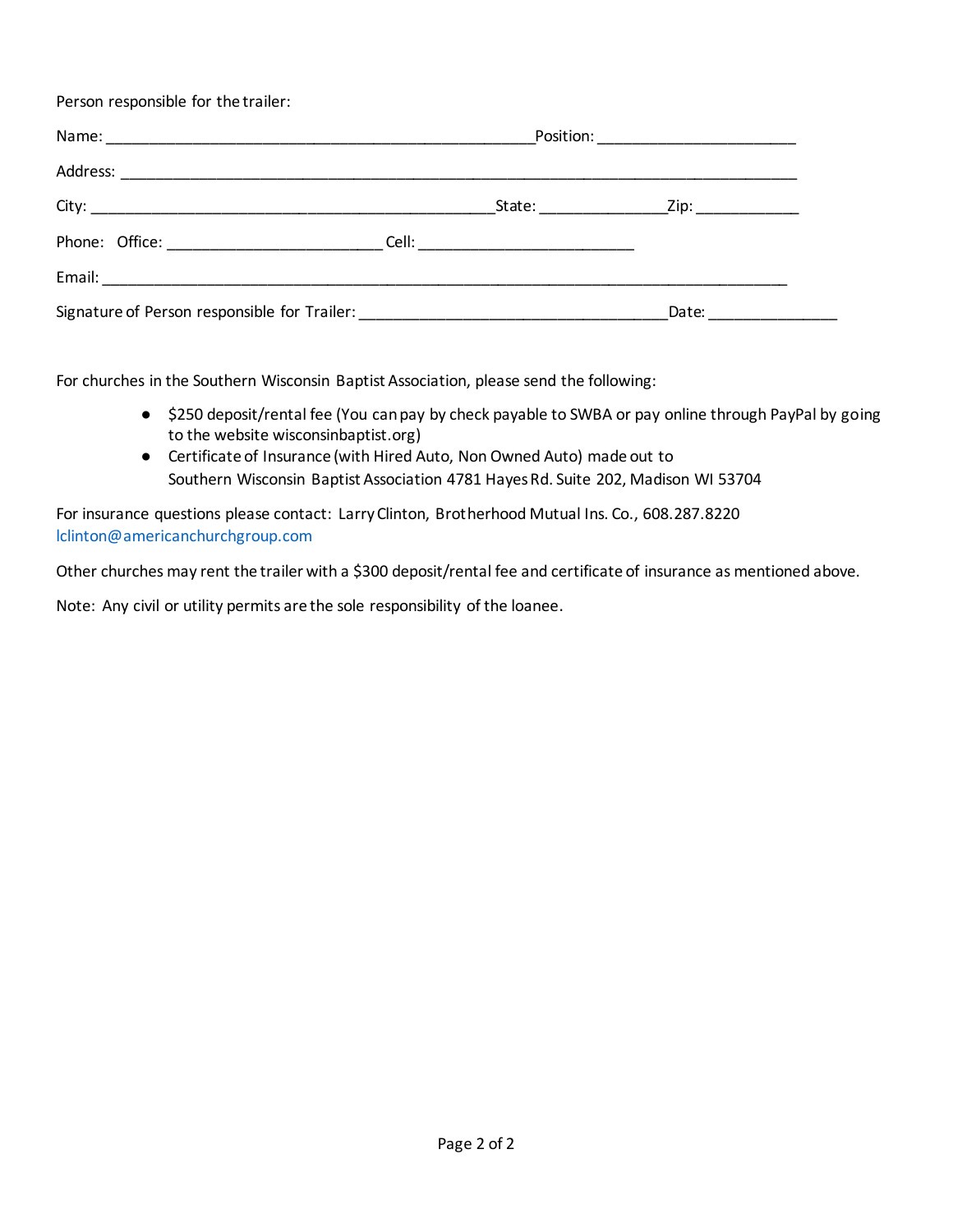Person responsible for the trailer:

Name: ___________________________________________________Position: _______________________

Address: ______________________________________________________________________________

City: _______________________________________________State: _______________Zip: ____________

Phone: Office: _________________________ Cell: _________________________

Email: _______________________________________________________________________________

Signature of Person responsible for Trailer: ___________________________________Date: _______________

For churches in the Southern Wisconsin Baptist Association, please send the following:

- $250 deposit/rental fee (You can pay by check payable to SWBA or pay online through PayPal by going to the website wisconsinbaptist.org)
- Certificate of Insurance (with Hired Auto, Non Owned Auto) made out to Southern Wisconsin Baptist Association 4781 Hayes Rd. Suite 202, Madison WI 53704

For insurance questions please contact: Larry Clinton, Brotherhood Mutual Ins. Co., 608.287.8220
lclinton@americanchurchgroup.com

Other churches may rent the trailer with a $300 deposit/rental fee and certificate of insurance as mentioned above.

Note: Any civil or utility permits are the sole responsibility of the loanee.